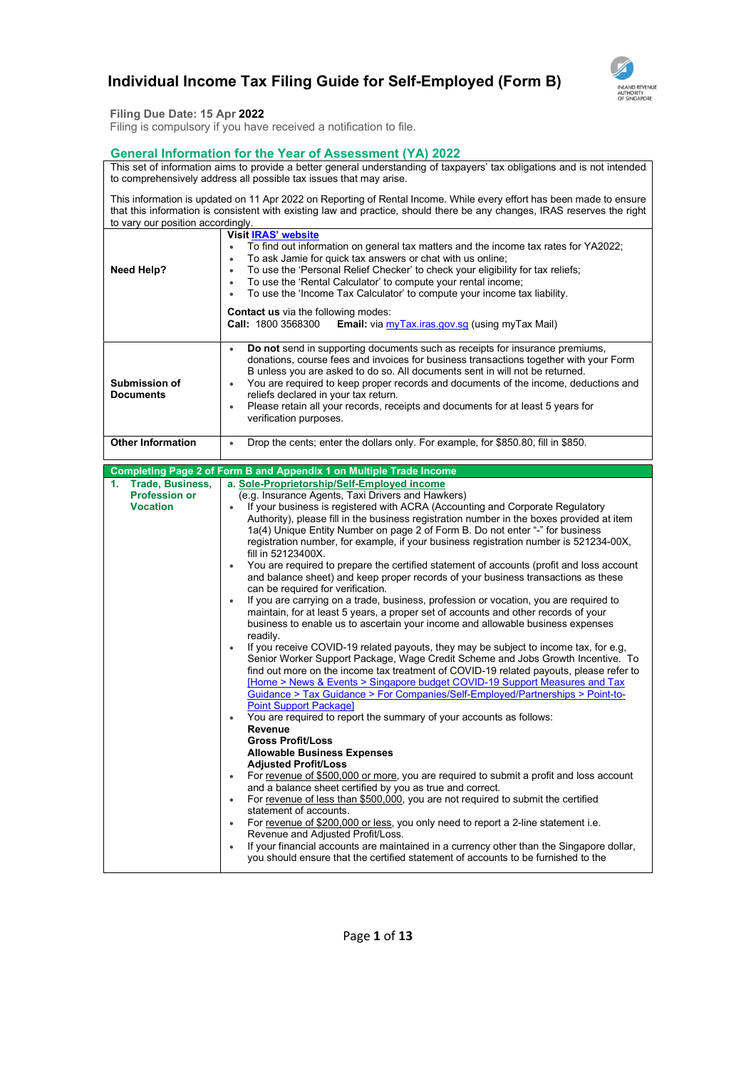# Individual Income Tax Filing Guide for Self-Employed (Form B)

**Filing Due Date: 15 Apr 2022**
Filing is compulsory if you have received a notification to file.

## General Information for the Year of Assessment (YA) 2022

This set of information aims to provide a better general understanding of taxpayers' tax obligations and is not intended to comprehensively address all possible tax issues that may arise.

This information is updated on 11 Apr 2022 on Reporting of Rental Income. While every effort has been made to ensure that this information is consistent with existing law and practice, should there be any changes, IRAS reserves the right to vary our position accordingly.

| | |
|---|---|
| **Need Help?** | **Visit IRAS' website**<br>• To find out information on general tax matters and the income tax rates for YA2022;<br>• To ask Jamie for quick tax answers or chat with us online;<br>• To use the 'Personal Relief Checker' to check your eligibility for tax reliefs;<br>• To use the 'Rental Calculator' to compute your rental income;<br>• To use the 'Income Tax Calculator' to compute your income tax liability.<br><br>**Contact us** via the following modes:<br>**Call:** 1800 3568300 **Email:** via myTax.iras.gov.sg (using myTax Mail) |
| **Submission of Documents** | • **Do not** send in supporting documents such as receipts for insurance premiums, donations, course fees and invoices for business transactions together with your Form B unless you are asked to do so. All documents sent in will not be returned.<br>• You are required to keep proper records and documents of the income, deductions and reliefs declared in your tax return.<br>• Please retain all your records, receipts and documents for at least 5 years for verification purposes. |
| **Other Information** | • Drop the cents; enter the dollars only. For example, for $850.80, fill in $850. |

## Completing Page 2 of Form B and Appendix 1 on Multiple Trade Income

| | |
|---|---|
| **1. Trade, Business, Profession or Vocation** | **a. Sole-Proprietorship/Self-Employed income**<br>(e.g. Insurance Agents, Taxi Drivers and Hawkers)<br>• If your business is registered with ACRA (Accounting and Corporate Regulatory Authority), please fill in the business registration number in the boxes provided at item 1a(4) Unique Entity Number on page 2 of Form B. Do not enter "-" for business registration number, for example, if your business registration number is 521234-00X, fill in 52123400X.<br>• You are required to prepare the certified statement of accounts (profit and loss account and balance sheet) and keep proper records of your business transactions as these can be required for verification.<br>• If you are carrying on a trade, business, profession or vocation, you are required to maintain, for at least 5 years, a proper set of accounts and other records of your business to enable us to ascertain your income and allowable business expenses readily.<br>• If you receive COVID-19 related payouts, they may be subject to income tax, for e.g, Senior Worker Support Package, Wage Credit Scheme and Jobs Growth Incentive. To find out more on the income tax treatment of COVID-19 related payouts, please refer to [Home > News & Events > Singapore budget COVID-19 Support Measures and Tax Guidance > Tax Guidance > For Companies/Self-Employed/Partnerships > Point-to-Point Support Package]<br>• You are required to report the summary of your accounts as follows:<br>**Revenue**<br>**Gross Profit/Loss**<br>**Allowable Business Expenses**<br>**Adjusted Profit/Loss**<br>• For revenue of $500,000 or more, you are required to submit a profit and loss account and a balance sheet certified by you as true and correct.<br>• For revenue of less than $500,000, you are not required to submit the certified statement of accounts.<br>• For revenue of $200,000 or less, you only need to report a 2-line statement i.e. Revenue and Adjusted Profit/Loss.<br>• If your financial accounts are maintained in a currency other than the Singapore dollar, you should ensure that the certified statement of accounts to be furnished to the |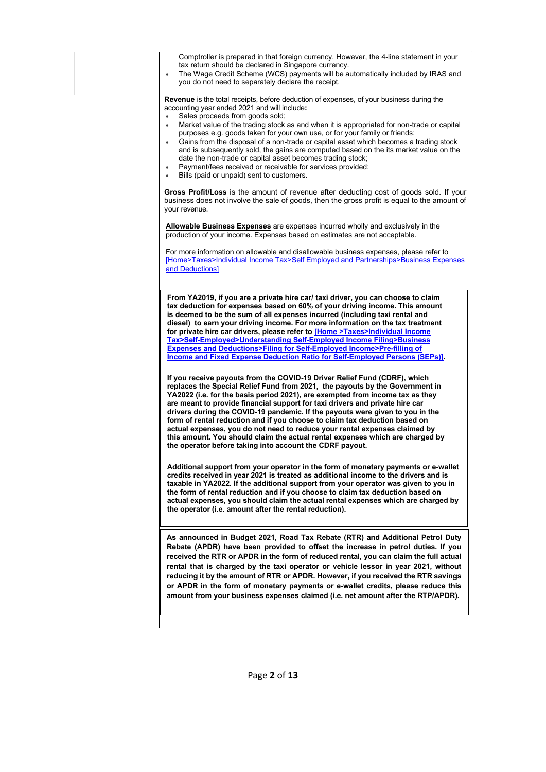Comptroller is prepared in that foreign currency. However, the 4-line statement in your tax return should be declared in Singapore currency.

- The Wage Credit Scheme (WCS) payments will be automatically included by IRAS and you do not need to separately declare the receipt.

**Revenue** is the total receipts, before deduction of expenses, of your business during the accounting year ended 2021 and will include**:**

- Sales proceeds from goods sold;
- Market value of the trading stock as and when it is appropriated for non-trade or capital purposes e.g. goods taken for your own use, or for your family or friends;
- Gains from the disposal of a non-trade or capital asset which becomes a trading stock and is subsequently sold, the gains are computed based on the its market value on the date the non-trade or capital asset becomes trading stock;
- Payment/fees received or receivable for services provided;
- Bills (paid or unpaid) sent to customers.

**Gross Profit/Loss** is the amount of revenue after deducting cost of goods sold. If your business does not involve the sale of goods, then the gross profit is equal to the amount of your revenue.

**Allowable Business Expenses** are expenses incurred wholly and exclusively in the production of your income. Expenses based on estimates are not acceptable.

For more information on allowable and disallowable business expenses, please refer to [Home>Taxes>Individual Income Tax>Self Employed and Partnerships>Business Expenses and Deductions]

**From YA2019, if you are a private hire car/ taxi driver, you can choose to claim tax deduction for expenses based on 60% of your driving income. This amount is deemed to be the sum of all expenses incurred (including taxi rental and diesel) to earn your driving income. For more information on the tax treatment for private hire car drivers, please refer to [Home >Taxes>Individual Income Tax>Self-Employed>Understanding Self-Employed Income Filing>Business Expenses and Deductions>Filing for Self-Employed Income>Pre-filling of Income and Fixed Expense Deduction Ratio for Self-Employed Persons (SEPs)].**

**If you receive payouts from the COVID-19 Driver Relief Fund (CDRF), which replaces the Special Relief Fund from 2021, the payouts by the Government in YA2022 (i.e. for the basis period 2021), are exempted from income tax as they are meant to provide financial support for taxi drivers and private hire car drivers during the COVID-19 pandemic. If the payouts were given to you in the form of rental reduction and if you choose to claim tax deduction based on actual expenses, you do not need to reduce your rental expenses claimed by this amount. You should claim the actual rental expenses which are charged by the operator before taking into account the CDRF payout.**

**Additional support from your operator in the form of monetary payments or e-wallet credits received in year 2021 is treated as additional income to the drivers and is taxable in YA2022. If the additional support from your operator was given to you in the form of rental reduction and if you choose to claim tax deduction based on actual expenses, you should claim the actual rental expenses which are charged by the operator (i.e. amount after the rental reduction).**

**As announced in Budget 2021, Road Tax Rebate (RTR) and Additional Petrol Duty Rebate (APDR) have been provided to offset the increase in petrol duties. If you received the RTR or APDR in the form of reduced rental, you can claim the full actual rental that is charged by the taxi operator or vehicle lessor in year 2021, without reducing it by the amount of RTR or APDR. However, if you received the RTR savings or APDR in the form of monetary payments or e-wallet credits, please reduce this amount from your business expenses claimed (i.e. net amount after the RTP/APDR).**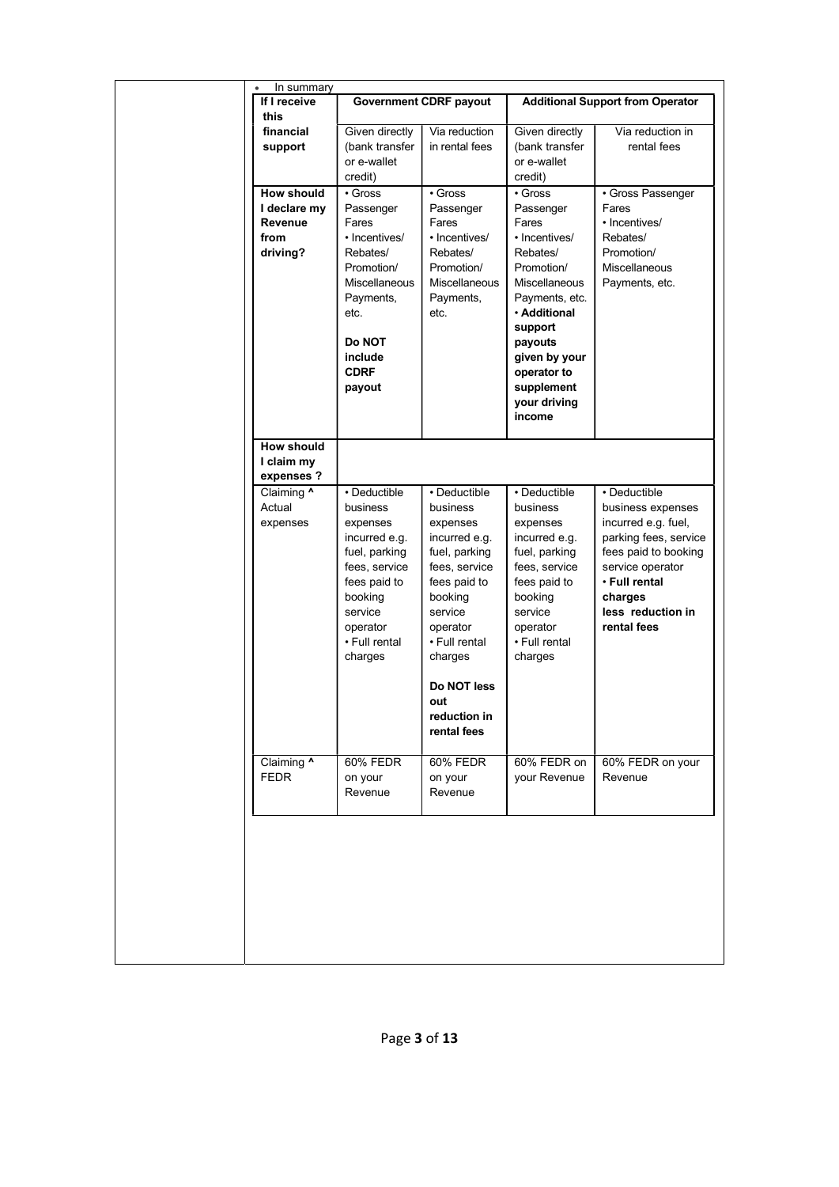- In summary

| If I receive this financial support | Government CDRF payout | | Additional Support from Operator | |
|---|---|---|---|---|
| | Given directly (bank transfer or e-wallet credit) | Via reduction in rental fees | Given directly (bank transfer or e-wallet credit) | Via reduction in rental fees |
| **How should I declare my Revenue from driving?** | • Gross Passenger Fares<br>• Incentives/ Rebates/ Promotion/ Miscellaneous Payments, etc.<br><br>**Do NOT include CDRF payout** | • Gross Passenger Fares<br>• Incentives/ Rebates/ Promotion/ Miscellaneous Payments, etc. | • Gross Passenger Fares<br>• Incentives/ Rebates/ Promotion/ Miscellaneous Payments, etc.<br>• **Additional support payouts given by your operator to supplement your driving income** | • Gross Passenger Fares<br>• Incentives/ Rebates/ Promotion/ Miscellaneous Payments, etc. |
| **How should I claim my expenses ?** | | | | |
| Claiming ^ Actual expenses | • Deductible business expenses incurred e.g. fuel, parking fees, service fees paid to booking service operator<br>• Full rental charges | • Deductible business expenses incurred e.g. fuel, parking fees, service fees paid to booking service operator<br>• Full rental charges<br><br>**Do NOT less out reduction in rental fees** | • Deductible business expenses incurred e.g. fuel, parking fees, service fees paid to booking service operator<br>• Full rental charges | • Deductible business expenses incurred e.g. fuel, parking fees, service fees paid to booking service operator<br>• **Full rental charges less reduction in rental fees** |
| Claiming ^ FEDR | 60% FEDR on your Revenue | 60% FEDR on your Revenue | 60% FEDR on your Revenue | 60% FEDR on your Revenue |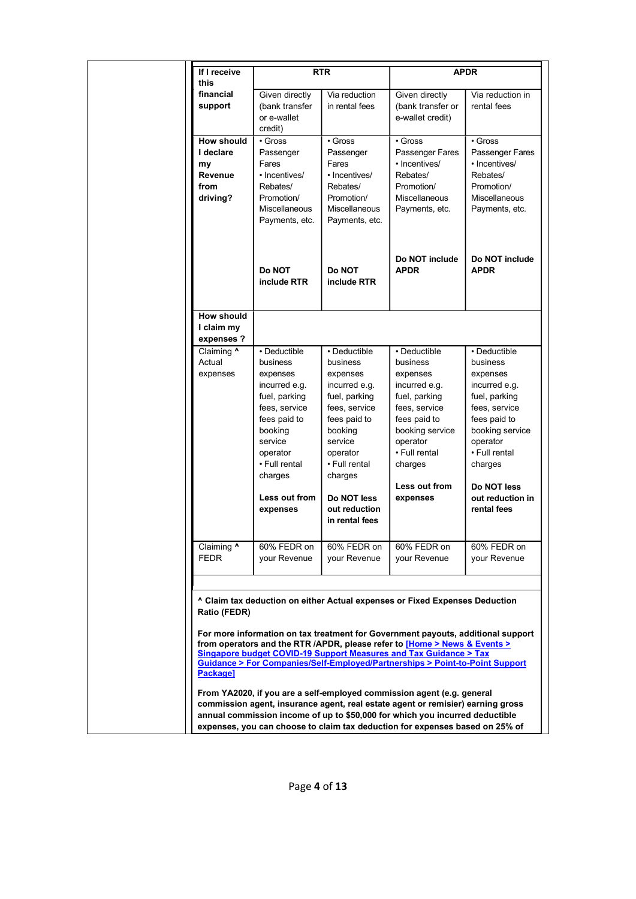| **If I receive this financial support** | **RTR** | | **APDR** | |
|---|---|---|---|---|
| | Given directly (bank transfer or e-wallet credit) | Via reduction in rental fees | Given directly (bank transfer or e-wallet credit) | Via reduction in rental fees |
| **How should I declare my Revenue from driving?** | • Gross Passenger Fares<br>• Incentives/ Rebates/ Promotion/ Miscellaneous Payments, etc.<br><br>**Do NOT include RTR** | • Gross Passenger Fares<br>• Incentives/ Rebates/ Promotion/ Miscellaneous Payments, etc.<br><br>**Do NOT include RTR** | • Gross Passenger Fares<br>• Incentives/ Rebates/ Promotion/ Miscellaneous Payments, etc.<br><br>**Do NOT include APDR** | • Gross Passenger Fares<br>• Incentives/ Rebates/ Promotion/ Miscellaneous Payments, etc.<br><br>**Do NOT include APDR** |
| **How should I claim my expenses ?** | | | | |
| Claiming ^ Actual expenses | • Deductible business expenses incurred e.g. fuel, parking fees, service fees paid to booking service operator<br>• Full rental charges<br><br>**Less out from expenses** | • Deductible business expenses incurred e.g. fuel, parking fees, service fees paid to booking service operator<br>• Full rental charges<br><br>**Do NOT less out reduction in rental fees** | • Deductible business expenses incurred e.g. fuel, parking fees, service fees paid to booking service operator<br>• Full rental charges<br><br>**Less out from expenses** | • Deductible business expenses incurred e.g. fuel, parking fees, service fees paid to booking service operator<br>• Full rental charges<br><br>**Do NOT less out reduction in rental fees** |
| Claiming ^ FEDR | 60% FEDR on your Revenue | 60% FEDR on your Revenue | 60% FEDR on your Revenue | 60% FEDR on your Revenue |

**^ Claim tax deduction on either Actual expenses or Fixed Expenses Deduction Ratio (FEDR)**

**For more information on tax treatment for Government payouts, additional support from operators and the RTR /APDR, please refer to [Home > News & Events > Singapore budget COVID-19 Support Measures and Tax Guidance > Tax Guidance > For Companies/Self-Employed/Partnerships > Point-to-Point Support Package]**

**From YA2020, if you are a self-employed commission agent (e.g. general commission agent, insurance agent, real estate agent or remisier) earning gross annual commission income of up to $50,000 for which you incurred deductible expenses, you can choose to claim tax deduction for expenses based on 25% of**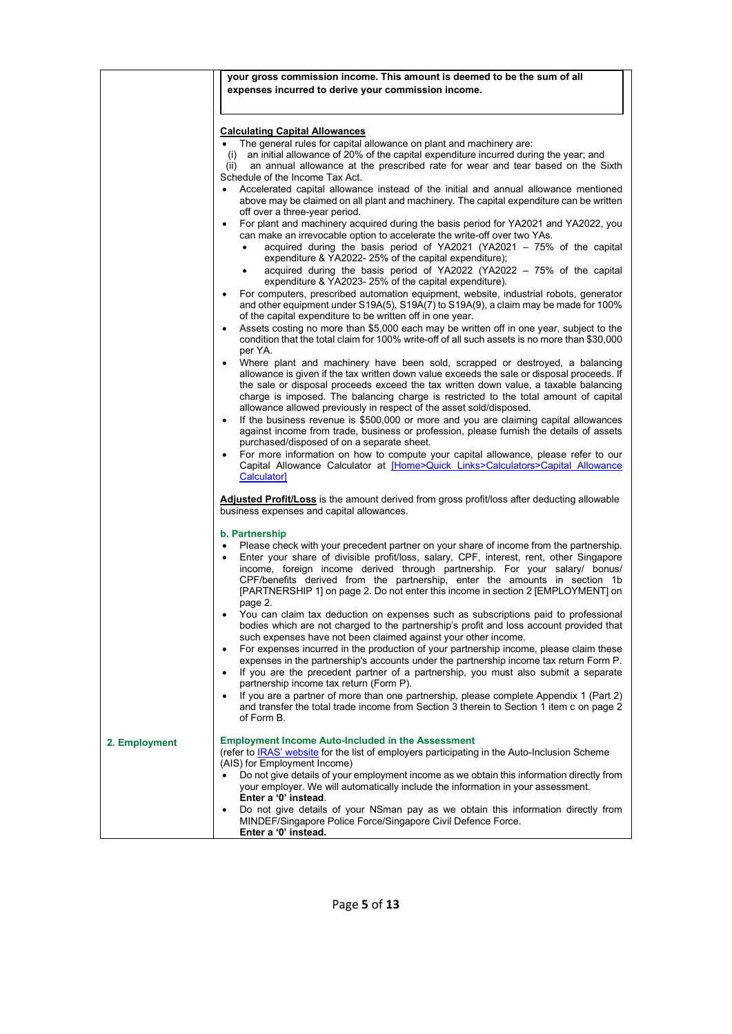| | |
|---|---|
| | **your gross commission income. This amount is deemed to be the sum of all expenses incurred to derive your commission income.** |

**Calculating Capital Allowances**

- The general rules for capital allowance on plant and machinery are:
  (i) an initial allowance of 20% of the capital expenditure incurred during the year; and
  (ii) an annual allowance at the prescribed rate for wear and tear based on the Sixth Schedule of the Income Tax Act.
- Accelerated capital allowance instead of the initial and annual allowance mentioned above may be claimed on all plant and machinery. The capital expenditure can be written off over a three-year period.
- For plant and machinery acquired during the basis period for YA2021 and YA2022, you can make an irrevocable option to accelerate the write-off over two YAs.
  - acquired during the basis period of YA2021 (YA2021 – 75% of the capital expenditure & YA2022- 25% of the capital expenditure);
  - acquired during the basis period of YA2022 (YA2022 – 75% of the capital expenditure & YA2023- 25% of the capital expenditure).
- For computers, prescribed automation equipment, website, industrial robots, generator and other equipment under S19A(5), S19A(7) to S19A(9), a claim may be made for 100% of the capital expenditure to be written off in one year.
- Assets costing no more than $5,000 each may be written off in one year, subject to the condition that the total claim for 100% write-off of all such assets is no more than $30,000 per YA.
- Where plant and machinery have been sold, scrapped or destroyed, a balancing allowance is given if the tax written down value exceeds the sale or disposal proceeds. If the sale or disposal proceeds exceed the tax written down value, a taxable balancing charge is imposed. The balancing charge is restricted to the total amount of capital allowance allowed previously in respect of the asset sold/disposed.
- If the business revenue is $500,000 or more and you are claiming capital allowances against income from trade, business or profession, please furnish the details of assets purchased/disposed of on a separate sheet.
- For more information on how to compute your capital allowance, please refer to our Capital Allowance Calculator at [Home>Quick Links>Calculators>Capital Allowance Calculator]

**Adjusted Profit/Loss** is the amount derived from gross profit/loss after deducting allowable business expenses and capital allowances.

**b. Partnership**

- Please check with your precedent partner on your share of income from the partnership.
- Enter your share of divisible profit/loss, salary, CPF, interest, rent, other Singapore income, foreign income derived through partnership. For your salary/ bonus/ CPF/benefits derived from the partnership, enter the amounts in section 1b [PARTNERSHIP 1] on page 2. Do not enter this income in section 2 [EMPLOYMENT] on page 2.
- You can claim tax deduction on expenses such as subscriptions paid to professional bodies which are not charged to the partnership's profit and loss account provided that such expenses have not been claimed against your other income.
- For expenses incurred in the production of your partnership income, please claim these expenses in the partnership's accounts under the partnership income tax return Form P.
- If you are the precedent partner of a partnership, you must also submit a separate partnership income tax return (Form P).
- If you are a partner of more than one partnership, please complete Appendix 1 (Part 2) and transfer the total trade income from Section 3 therein to Section 1 item c on page 2 of Form B.

## 2. Employment

**Employment Income Auto-Included in the Assessment**

(refer to IRAS' website for the list of employers participating in the Auto-Inclusion Scheme (AIS) for Employment Income)

- Do not give details of your employment income as we obtain this information directly from your employer. We will automatically include the information in your assessment. **Enter a '0' instead**.
- Do not give details of your NSman pay as we obtain this information directly from MINDEF/Singapore Police Force/Singapore Civil Defence Force. **Enter a '0' instead.**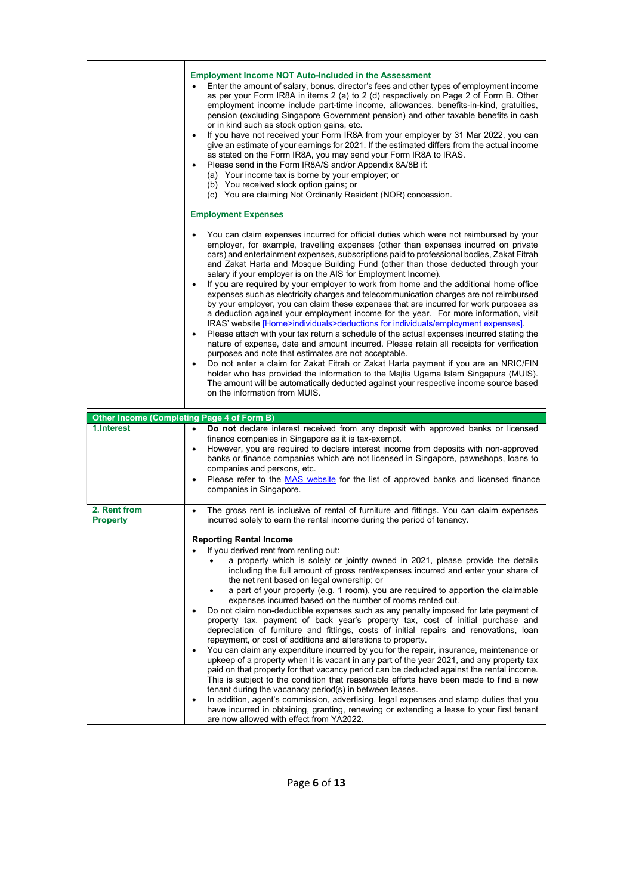| | |
|---|---|
| | **Employment Income NOT Auto-Included in the Assessment**<br>• Enter the amount of salary, bonus, director's fees and other types of employment income as per your Form IR8A in items 2 (a) to 2 (d) respectively on Page 2 of Form B. Other employment income include part-time income, allowances, benefits-in-kind, gratuities, pension (excluding Singapore Government pension) and other taxable benefits in cash or in kind such as stock option gains, etc.<br>• If you have not received your Form IR8A from your employer by 31 Mar 2022, you can give an estimate of your earnings for 2021. If the estimated differs from the actual income as stated on the Form IR8A, you may send your Form IR8A to IRAS.<br>• Please send in the Form IR8A/S and/or Appendix 8A/8B if:<br>(a) Your income tax is borne by your employer; or<br>(b) You received stock option gains; or<br>(c) You are claiming Not Ordinarily Resident (NOR) concession.<br><br>**Employment Expenses**<br>• You can claim expenses incurred for official duties which were not reimbursed by your employer, for example, travelling expenses (other than expenses incurred on private cars) and entertainment expenses, subscriptions paid to professional bodies, Zakat Fitrah and Zakat Harta and Mosque Building Fund (other than those deducted through your salary if your employer is on the AIS for Employment Income).<br>• If you are required by your employer to work from home and the additional home office expenses such as electricity charges and telecommunication charges are not reimbursed by your employer, you can claim these expenses that are incurred for work purposes as a deduction against your employment income for the year. For more information, visit IRAS' website [Home>individuals>deductions for individuals/employment expenses].<br>• Please attach with your tax return a schedule of the actual expenses incurred stating the nature of expense, date and amount incurred. Please retain all receipts for verification purposes and note that estimates are not acceptable.<br>• Do not enter a claim for Zakat Fitrah or Zakat Harta payment if you are an NRIC/FIN holder who has provided the information to the Majlis Ugama Islam Singapura (MUIS). The amount will be automatically deducted against your respective income source based on the information from MUIS. |

| **Other Income (Completing Page 4 of Form B)** | |
|---|---|
| **1.Interest** | • **Do not** declare interest received from any deposit with approved banks or licensed finance companies in Singapore as it is tax-exempt.<br>• However, you are required to declare interest income from deposits with non-approved banks or finance companies which are not licensed in Singapore, pawnshops, loans to companies and persons, etc.<br>• Please refer to the MAS website for the list of approved banks and licensed finance companies in Singapore. |
| **2. Rent from Property** | • The gross rent is inclusive of rental of furniture and fittings. You can claim expenses incurred solely to earn the rental income during the period of tenancy.<br><br>**Reporting Rental Income**<br>• If you derived rent from renting out:<br>&nbsp;&nbsp;• a property which is solely or jointly owned in 2021, please provide the details including the full amount of gross rent/expenses incurred and enter your share of the net rent based on legal ownership; or<br>&nbsp;&nbsp;• a part of your property (e.g. 1 room), you are required to apportion the claimable expenses incurred based on the number of rooms rented out.<br>• Do not claim non-deductible expenses such as any penalty imposed for late payment of property tax, payment of back year's property tax, cost of initial purchase and depreciation of furniture and fittings, costs of initial repairs and renovations, loan repayment, or cost of additions and alterations to property.<br>• You can claim any expenditure incurred by you for the repair, insurance, maintenance or upkeep of a property when it is vacant in any part of the year 2021, and any property tax paid on that property for that vacancy period can be deducted against the rental income. This is subject to the condition that reasonable efforts have been made to find a new tenant during the vacancy period(s) in between leases.<br>• In addition, agent's commission, advertising, legal expenses and stamp duties that you have incurred in obtaining, granting, renewing or extending a lease to your first tenant are now allowed with effect from YA2022. |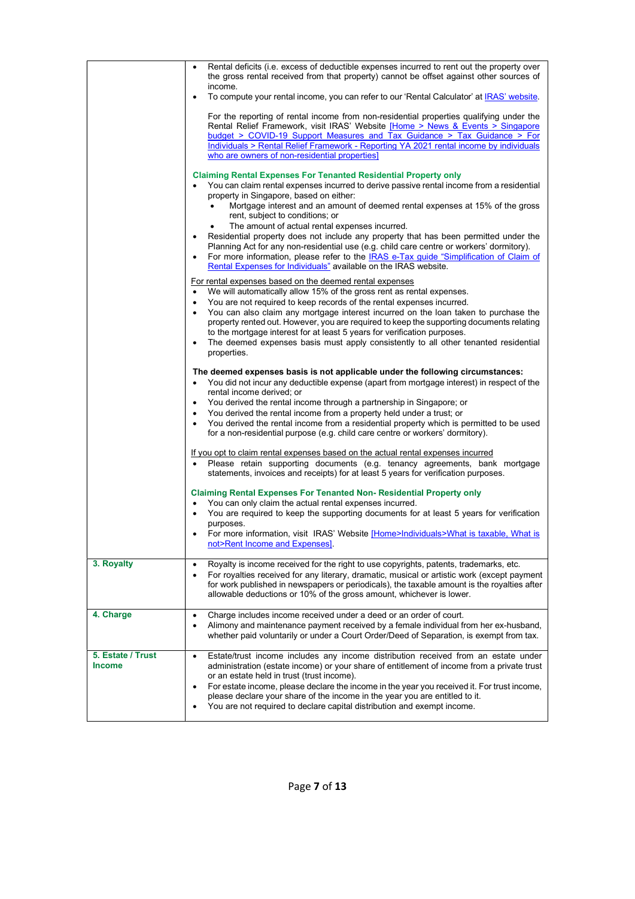| | |
|---|---|
| | • Rental deficits (i.e. excess of deductible expenses incurred to rent out the property over the gross rental received from that property) cannot be offset against other sources of income.<br>• To compute your rental income, you can refer to our 'Rental Calculator' at IRAS' website.<br><br>For the reporting of rental income from non-residential properties qualifying under the Rental Relief Framework, visit IRAS' Website [Home > News & Events > Singapore budget > COVID-19 Support Measures and Tax Guidance > Tax Guidance > For Individuals > Rental Relief Framework - Reporting YA 2021 rental income by individuals who are owners of non-residential properties]<br><br>**Claiming Rental Expenses For Tenanted Residential Property only**<br>• You can claim rental expenses incurred to derive passive rental income from a residential property in Singapore, based on either:<br>&nbsp;&nbsp;• Mortgage interest and an amount of deemed rental expenses at 15% of the gross rent, subject to conditions; or<br>&nbsp;&nbsp;• The amount of actual rental expenses incurred.<br>• Residential property does not include any property that has been permitted under the Planning Act for any non-residential use (e.g. child care centre or workers' dormitory).<br>• For more information, please refer to the IRAS e-Tax guide "Simplification of Claim of Rental Expenses for Individuals" available on the IRAS website.<br><br>For rental expenses based on the deemed rental expenses<br>• We will automatically allow 15% of the gross rent as rental expenses.<br>• You are not required to keep records of the rental expenses incurred.<br>• You can also claim any mortgage interest incurred on the loan taken to purchase the property rented out. However, you are required to keep the supporting documents relating to the mortgage interest for at least 5 years for verification purposes.<br>• The deemed expenses basis must apply consistently to all other tenanted residential properties.<br><br>**The deemed expenses basis is not applicable under the following circumstances:**<br>• You did not incur any deductible expense (apart from mortgage interest) in respect of the rental income derived; or<br>• You derived the rental income through a partnership in Singapore; or<br>• You derived the rental income from a property held under a trust; or<br>• You derived the rental income from a residential property which is permitted to be used for a non-residential purpose (e.g. child care centre or workers' dormitory).<br><br>If you opt to claim rental expenses based on the actual rental expenses incurred<br>• Please retain supporting documents (e.g. tenancy agreements, bank mortgage statements, invoices and receipts) for at least 5 years for verification purposes.<br><br>**Claiming Rental Expenses For Tenanted Non- Residential Property only**<br>• You can only claim the actual rental expenses incurred.<br>• You are required to keep the supporting documents for at least 5 years for verification purposes.<br>• For more information, visit IRAS' Website [Home>Individuals>What is taxable, What is not>Rent Income and Expenses]. |
| **3. Royalty** | • Royalty is income received for the right to use copyrights, patents, trademarks, etc.<br>• For royalties received for any literary, dramatic, musical or artistic work (except payment for work published in newspapers or periodicals), the taxable amount is the royalties after allowable deductions or 10% of the gross amount, whichever is lower. |
| **4. Charge** | • Charge includes income received under a deed or an order of court.<br>• Alimony and maintenance payment received by a female individual from her ex-husband, whether paid voluntarily or under a Court Order/Deed of Separation, is exempt from tax. |
| **5. Estate / Trust Income** | • Estate/trust income includes any income distribution received from an estate under administration (estate income) or your share of entitlement of income from a private trust or an estate held in trust (trust income).<br>• For estate income, please declare the income in the year you received it. For trust income, please declare your share of the income in the year you are entitled to it.<br>• You are not required to declare capital distribution and exempt income. |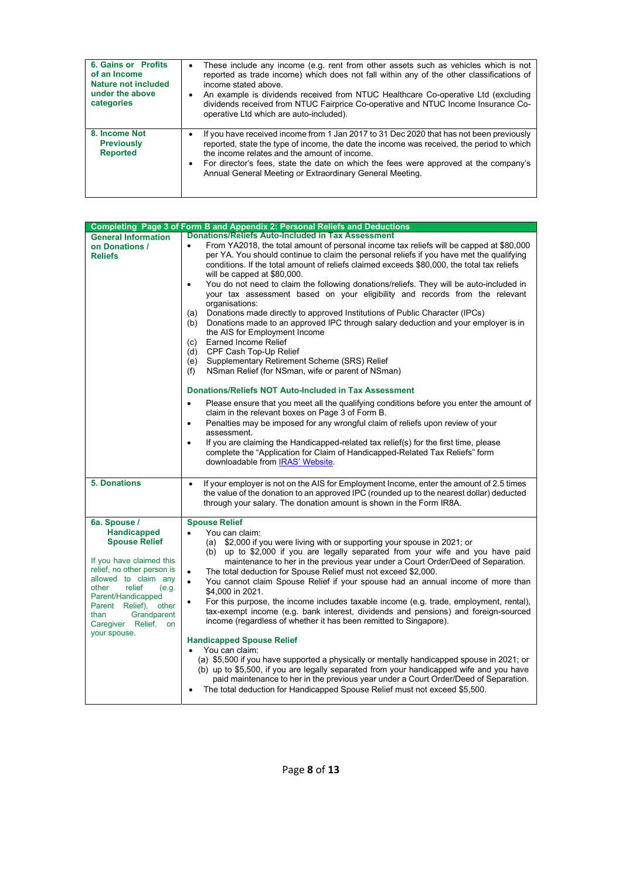| | |
|---|---|
| **6. Gains or Profits of an Income Nature not included under the above categories** | • These include any income (e.g. rent from other assets such as vehicles which is not reported as trade income) which does not fall within any of the other classifications of income stated above.<br>• An example is dividends received from NTUC Healthcare Co-operative Ltd (excluding dividends received from NTUC Fairprice Co-operative and NTUC Income Insurance Co-operative Ltd which are auto-included). |
| **8. Income Not Previously Reported** | • If you have received income from 1 Jan 2017 to 31 Dec 2020 that has not been previously reported, state the type of income, the date the income was received, the period to which the income relates and the amount of income.<br>• For director's fees, state the date on which the fees were approved at the company's Annual General Meeting or Extraordinary General Meeting. |

| **Completing Page 3 of Form B and Appendix 2: Personal Reliefs and Deductions** | |
|---|---|
| **General Information on Donations / Reliefs** | **Donations/Reliefs Auto-Included in Tax Assessment**<br>• From YA2018, the total amount of personal income tax reliefs will be capped at $80,000 per YA. You should continue to claim the personal reliefs if you have met the qualifying conditions. If the total amount of reliefs claimed exceeds $80,000, the total tax reliefs will be capped at $80,000.<br>• You do not need to claim the following donations/reliefs. They will be auto-included in your tax assessment based on your eligibility and records from the relevant organisations:<br>(a) Donations made directly to approved Institutions of Public Character (IPCs)<br>(b) Donations made to an approved IPC through salary deduction and your employer is in the AIS for Employment Income<br>(c) Earned Income Relief<br>(d) CPF Cash Top-Up Relief<br>(e) Supplementary Retirement Scheme (SRS) Relief<br>(f) NSman Relief (for NSman, wife or parent of NSman)<br><br>**Donations/Reliefs NOT Auto-Included in Tax Assessment**<br>• Please ensure that you meet all the qualifying conditions before you enter the amount of claim in the relevant boxes on Page 3 of Form B.<br>• Penalties may be imposed for any wrongful claim of reliefs upon review of your assessment.<br>• If you are claiming the Handicapped-related tax relief(s) for the first time, please complete the "Application for Claim of Handicapped-Related Tax Reliefs" form downloadable from IRAS' Website. |
| **5. Donations** | • If your employer is not on the AIS for Employment Income, enter the amount of 2.5 times the value of the donation to an approved IPC (rounded up to the nearest dollar) deducted through your salary. The donation amount is shown in the Form IR8A. |
| **6a. Spouse / Handicapped Spouse Relief**<br><br>If you have claimed this relief, no other person is allowed to claim any other relief (e.g. Parent/Handicapped Parent Relief), other than Grandparent Caregiver Relief, on your spouse. | **Spouse Relief**<br>• You can claim:<br>(a) $2,000 if you were living with or supporting your spouse in 2021; or<br>(b) up to $2,000 if you are legally separated from your wife and you have paid maintenance to her in the previous year under a Court Order/Deed of Separation.<br>• The total deduction for Spouse Relief must not exceed $2,000.<br>• You cannot claim Spouse Relief if your spouse had an annual income of more than $4,000 in 2021.<br>• For this purpose, the income includes taxable income (e.g. trade, employment, rental), tax-exempt income (e.g. bank interest, dividends and pensions) and foreign-sourced income (regardless of whether it has been remitted to Singapore).<br><br>**Handicapped Spouse Relief**<br>• You can claim:<br>(a) $5,500 if you have supported a physically or mentally handicapped spouse in 2021; or<br>(b) up to $5,500, if you are legally separated from your handicapped wife and you have paid maintenance to her in the previous year under a Court Order/Deed of Separation.<br>• The total deduction for Handicapped Spouse Relief must not exceed $5,500. |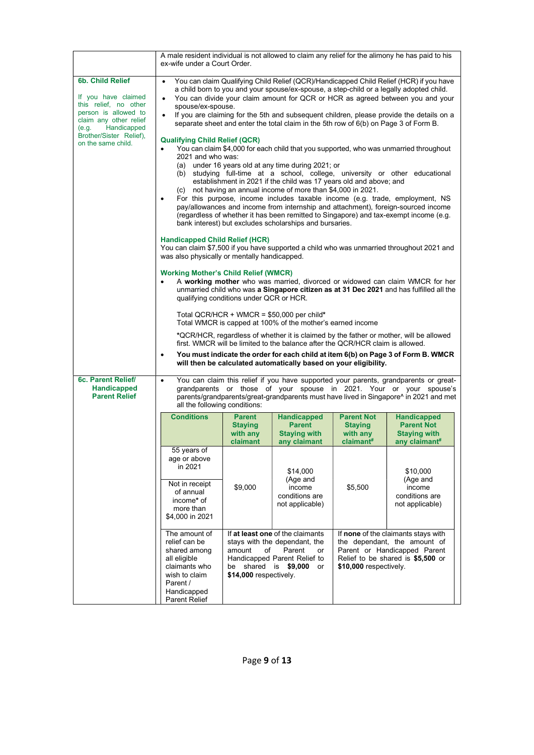| | |
|---|---|
| | A male resident individual is not allowed to claim any relief for the alimony he has paid to his ex-wife under a Court Order. |
| **6b. Child Relief**<br><br>If you have claimed this relief, no other person is allowed to claim any other relief (e.g. Handicapped Brother/Sister Relief), on the same child. | • You can claim Qualifying Child Relief (QCR)/Handicapped Child Relief (HCR) if you have a child born to you and your spouse/ex-spouse, a step-child or a legally adopted child.<br>• You can divide your claim amount for QCR or HCR as agreed between you and your spouse/ex-spouse.<br>• If you are claiming for the 5th and subsequent children, please provide the details on a separate sheet and enter the total claim in the 5th row of 6(b) on Page 3 of Form B.<br><br>**Qualifying Child Relief (QCR)**<br>• You can claim $4,000 for each child that you supported, who was unmarried throughout 2021 and who was:<br>(a) under 16 years old at any time during 2021; or<br>(b) studying full-time at a school, college, university or other educational establishment in 2021 if the child was 17 years old and above; and<br>(c) not having an annual income of more than $4,000 in 2021.<br>• For this purpose, income includes taxable income (e.g. trade, employment, NS pay/allowances and income from internship and attachment), foreign-sourced income (regardless of whether it has been remitted to Singapore) and tax-exempt income (e.g. bank interest) but excludes scholarships and bursaries.<br><br>**Handicapped Child Relief (HCR)**<br>You can claim $7,500 if you have supported a child who was unmarried throughout 2021 and was also physically or mentally handicapped.<br><br>**Working Mother's Child Relief (WMCR)**<br>• A **working mother** who was married, divorced or widowed can claim WMCR for her unmarried child who was **a Singapore citizen as at 31 Dec 2021** and has fulfilled all the qualifying conditions under QCR or HCR.<br><br>Total QCR/HCR + WMCR = $50,000 per child*<br>Total WMCR is capped at 100% of the mother's earned income<br><br>*QCR/HCR, regardless of whether it is claimed by the father or mother, will be allowed first. WMCR will be limited to the balance after the QCR/HCR claim is allowed.<br><br>• **You must indicate the order for each child at item 6(b) on Page 3 of Form B. WMCR will then be calculated automatically based on your eligibility.** |
| **6c. Parent Relief/ Handicapped Parent Relief** | • You can claim this relief if you have supported your parents, grandparents or great-grandparents or those of your spouse in 2021. Your or your spouse's parents/grandparents/great-grandparents must have lived in Singapore^ in 2021 and met all the following conditions: |

| Conditions | Parent Staying with any claimant | Handicapped Parent Staying with any claimant | Parent Not Staying with any claimant# | Handicapped Parent Not Staying with any claimant# |
|---|---|---|---|---|
| 55 years of age or above in 2021<br><br>Not in receipt of annual income* of more than $4,000 in 2021 | $9,000 | $14,000 (Age and income conditions are not applicable) | $5,500 | $10,000 (Age and income conditions are not applicable) |
| The amount of relief can be shared among all eligible claimants who wish to claim Parent / Handicapped Parent Relief | If **at least one** of the claimants stays with the dependant, the amount of Parent or Handicapped Parent Relief to be shared is **$9,000** or **$14,000** respectively. | | If **none** of the claimants stays with the dependant, the amount of Parent or Handicapped Parent Relief to be shared is **$5,500** or **$10,000** respectively. | |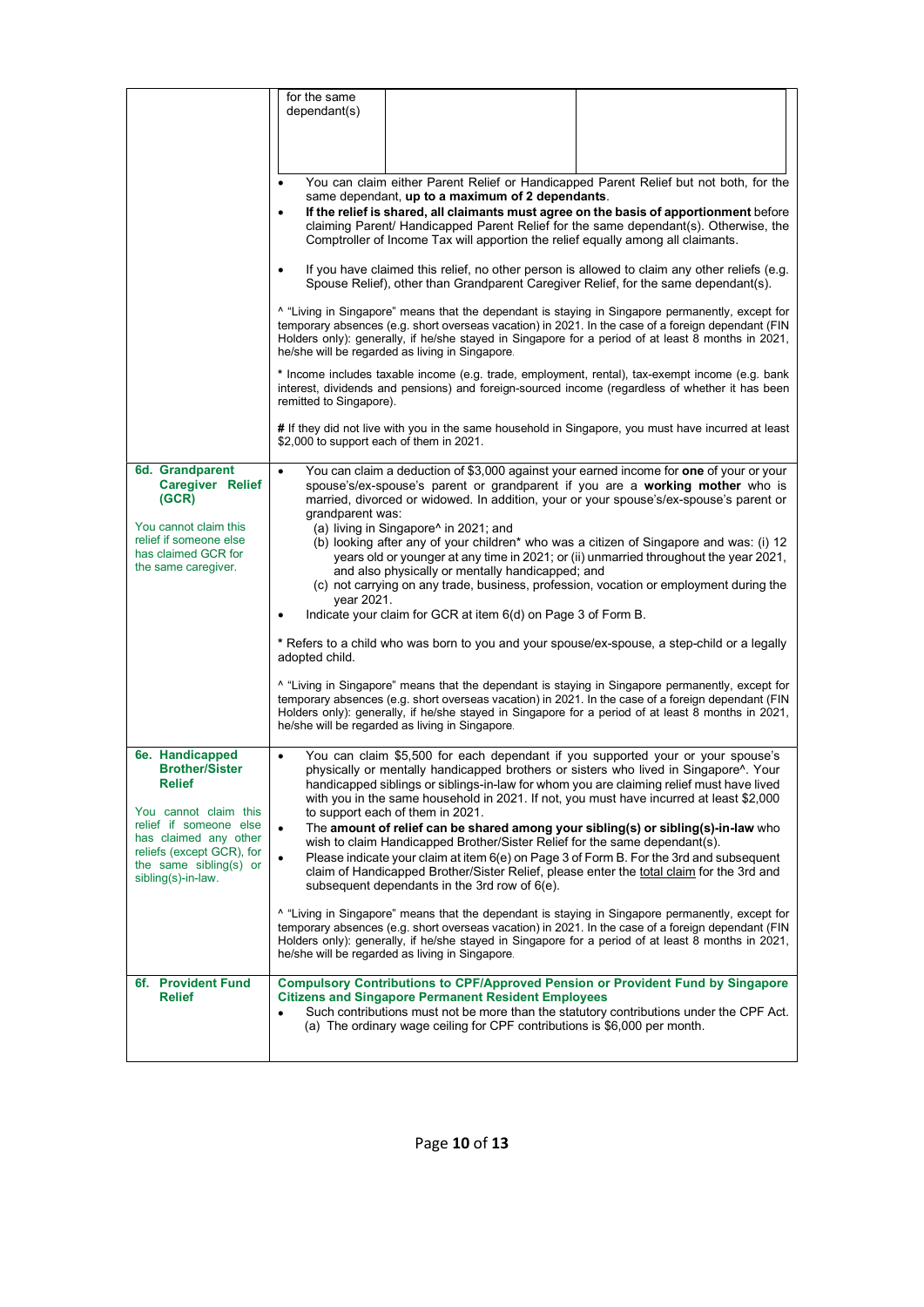| | | | |
|---|---|---|---|
| | for the same dependant(s) | | |

- You can claim either Parent Relief or Handicapped Parent Relief but not both, for the same dependant, **up to a maximum of 2 dependants**.
- **If the relief is shared, all claimants must agree on the basis of apportionment** before claiming Parent Relief/ Handicapped Parent Relief for the same dependant(s). Otherwise, the Comptroller of Income Tax will apportion the relief equally among all claimants.
- If you have claimed this relief, no other person is allowed to claim any other reliefs (e.g. Spouse Relief), other than Grandparent Caregiver Relief, for the same dependant(s).

^ "Living in Singapore" means that the dependant is staying in Singapore permanently, except for temporary absences (e.g. short overseas vacation) in 2021. In the case of a foreign dependant (FIN Holders only): generally, if he/she stayed in Singapore for a period of at least 8 months in 2021, he/she will be regarded as living in Singapore.

* Income includes taxable income (e.g. trade, employment, rental), tax-exempt income (e.g. bank interest, dividends and pensions) and foreign-sourced income (regardless of whether it has been remitted to Singapore).

**#** If they did not live with you in the same household in Singapore, you must have incurred at least $2,000 to support each of them in 2021.

| | |
|---|---|
| **6d. Grandparent Caregiver Relief (GCR)**<br><br>You cannot claim this relief if someone else has claimed GCR for the same caregiver. | • You can claim a deduction of $3,000 against your earned income for **one** of your or your spouse's/ex-spouse's parent or grandparent if you are a **working mother** who is married, divorced or widowed. In addition, your or your spouse's/ex-spouse's parent or grandparent was:<br>(a) living in Singapore^ in 2021; and<br>(b) looking after any of your children* who was a citizen of Singapore and was: (i) 12 years old or younger at any time in 2021; or (ii) unmarried throughout the year 2021, and also physically or mentally handicapped; and<br>(c) not carrying on any trade, business, profession, vocation or employment during the year 2021.<br>• Indicate your claim for GCR at item 6(d) on Page 3 of Form B.<br><br>* Refers to a child who was born to you and your spouse/ex-spouse, a step-child or a legally adopted child.<br><br>^ "Living in Singapore" means that the dependant is staying in Singapore permanently, except for temporary absences (e.g. short overseas vacation) in 2021. In the case of a foreign dependant (FIN Holders only): generally, if he/she stayed in Singapore for a period of at least 8 months in 2021, he/she will be regarded as living in Singapore. |
| **6e. Handicapped Brother/Sister Relief**<br><br>You cannot claim this relief if someone else has claimed any other reliefs (except GCR), for the same sibling(s) or sibling(s)-in-law. | • You can claim $5,500 for each dependant if you supported your or your spouse's physically or mentally handicapped brothers or sisters who lived in Singapore^. Your handicapped siblings or siblings-in-law for whom you are claiming relief must have lived with you in the same household in 2021. If not, you must have incurred at least $2,000 to support each of them in 2021.<br>• The **amount of relief can be shared among your sibling(s) or sibling(s)-in-law** who wish to claim Handicapped Brother/Sister Relief for the same dependant(s).<br>• Please indicate your claim at item 6(e) on Page 3 of Form B. For the 3rd and subsequent claim of Handicapped Brother/Sister Relief, please enter the total claim for the 3rd and subsequent dependants in the 3rd row of 6(e).<br><br>^ "Living in Singapore" means that the dependant is staying in Singapore permanently, except for temporary absences (e.g. short overseas vacation) in 2021. In the case of a foreign dependant (FIN Holders only): generally, if he/she stayed in Singapore for a period of at least 8 months in 2021, he/she will be regarded as living in Singapore. |
| **6f. Provident Fund Relief** | **Compulsory Contributions to CPF/Approved Pension or Provident Fund by Singapore Citizens and Singapore Permanent Resident Employees**<br>• Such contributions must not be more than the statutory contributions under the CPF Act.<br>(a) The ordinary wage ceiling for CPF contributions is $6,000 per month. |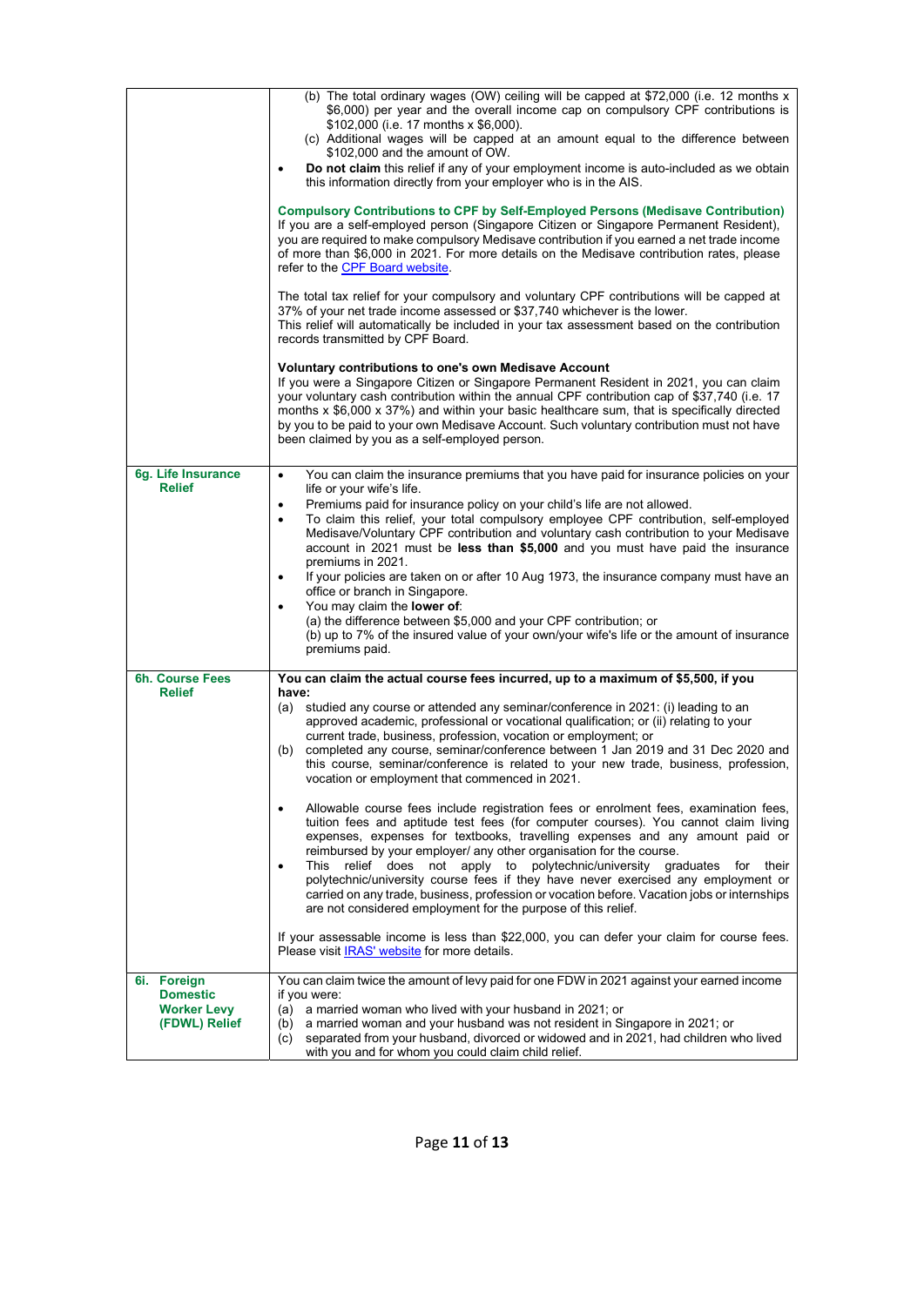| | |
|---|---|
| | (b) The total ordinary wages (OW) ceiling will be capped at \$72,000 (i.e. 12 months x \$6,000) per year and the overall income cap on compulsory CPF contributions is \$102,000 (i.e. 17 months x \$6,000).<br>(c) Additional wages will be capped at an amount equal to the difference between \$102,000 and the amount of OW.<br>• **Do not claim** this relief if any of your employment income is auto-included as we obtain this information directly from your employer who is in the AIS.<br><br>**Compulsory Contributions to CPF by Self-Employed Persons (Medisave Contribution)**<br>If you are a self-employed person (Singapore Citizen or Singapore Permanent Resident), you are required to make compulsory Medisave contribution if you earned a net trade income of more than \$6,000 in 2021. For more details on the Medisave contribution rates, please refer to the CPF Board website.<br><br>The total tax relief for your compulsory and voluntary CPF contributions will be capped at 37% of your net trade income assessed or \$37,740 whichever is the lower.<br>This relief will automatically be included in your tax assessment based on the contribution records transmitted by CPF Board.<br><br>**Voluntary contributions to one's own Medisave Account**<br>If you were a Singapore Citizen or Singapore Permanent Resident in 2021, you can claim your voluntary cash contribution within the annual CPF contribution cap of \$37,740 (i.e. 17 months x \$6,000 x 37%) and within your basic healthcare sum, that is specifically directed by you to be paid to your own Medisave Account. Such voluntary contribution must not have been claimed by you as a self-employed person. |
| **6g. Life Insurance Relief** | • You can claim the insurance premiums that you have paid for insurance policies on your life or your wife's life.<br>• Premiums paid for insurance policy on your child's life are not allowed.<br>• To claim this relief, your total compulsory employee CPF contribution, self-employed Medisave/Voluntary CPF contribution and voluntary cash contribution to your Medisave account in 2021 must be **less than \$5,000** and you must have paid the insurance premiums in 2021.<br>• If your policies are taken on or after 10 Aug 1973, the insurance company must have an office or branch in Singapore.<br>• You may claim the **lower of**:<br>(a) the difference between \$5,000 and your CPF contribution; or<br>(b) up to 7% of the insured value of your own/your wife's life or the amount of insurance premiums paid. |
| **6h. Course Fees Relief** | **You can claim the actual course fees incurred, up to a maximum of \$5,500, if you have:**<br>(a) studied any course or attended any seminar/conference in 2021: (i) leading to an approved academic, professional or vocational qualification; or (ii) relating to your current trade, business, profession, vocation or employment; or<br>(b) completed any course, seminar/conference between 1 Jan 2019 and 31 Dec 2020 and this course, seminar/conference is related to your new trade, business, profession, vocation or employment that commenced in 2021.<br><br>• Allowable course fees include registration fees or enrolment fees, examination fees, tuition fees and aptitude test fees (for computer courses). You cannot claim living expenses, expenses for textbooks, travelling expenses and any amount paid or reimbursed by your employer/ any other organisation for the course.<br>• This relief does not apply to polytechnic/university graduates for their polytechnic/university course fees if they have never exercised any employment or carried on any trade, business, profession or vocation before. Vacation jobs or internships are not considered employment for the purpose of this relief.<br><br>If your assessable income is less than \$22,000, you can defer your claim for course fees. Please visit IRAS' website for more details. |
| **6i. Foreign Domestic Worker Levy (FDWL) Relief** | You can claim twice the amount of levy paid for one FDW in 2021 against your earned income if you were:<br>(a) a married woman who lived with your husband in 2021; or<br>(b) a married woman and your husband was not resident in Singapore in 2021; or<br>(c) separated from your husband, divorced or widowed and in 2021, had children who lived with you and for whom you could claim child relief. |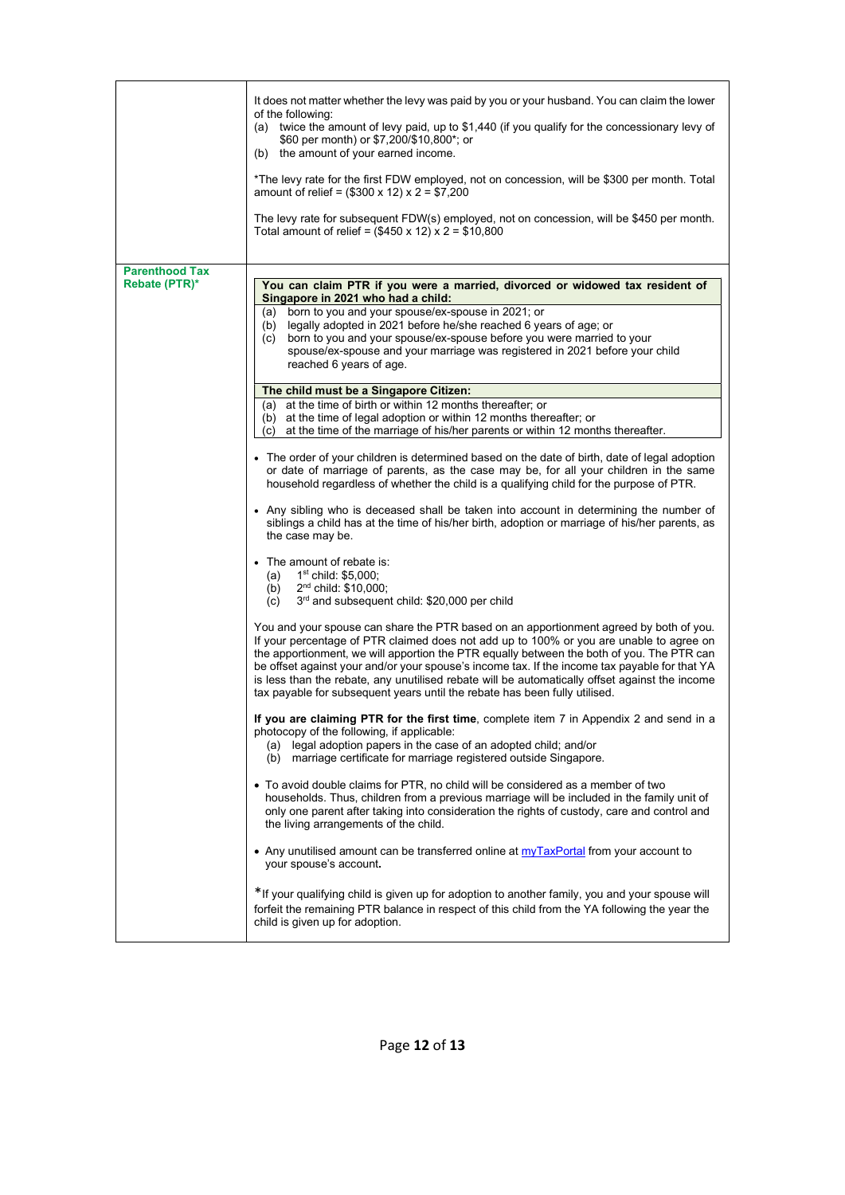| | |
|---|---|
| | It does not matter whether the levy was paid by you or your husband. You can claim the lower of the following:<br>(a) twice the amount of levy paid, up to $1,440 (if you qualify for the concessionary levy of $60 per month) or $7,200/$10,800*; or<br>(b) the amount of your earned income.<br><br>*The levy rate for the first FDW employed, not on concession, will be $300 per month. Total amount of relief = ($300 x 12) x 2 = $7,200<br><br>The levy rate for subsequent FDW(s) employed, not on concession, will be $450 per month. Total amount of relief = ($450 x 12) x 2 = $10,800 |
| **Parenthood Tax Rebate (PTR)*** | **You can claim PTR if you were a married, divorced or widowed tax resident of Singapore in 2021 who had a child:**<br>(a) born to you and your spouse/ex-spouse in 2021; or<br>(b) legally adopted in 2021 before he/she reached 6 years of age; or<br>(c) born to you and your spouse/ex-spouse before you were married to your spouse/ex-spouse and your marriage was registered in 2021 before your child reached 6 years of age.<br><br>**The child must be a Singapore Citizen:**<br>(a) at the time of birth or within 12 months thereafter; or<br>(b) at the time of legal adoption or within 12 months thereafter; or<br>(c) at the time of the marriage of his/her parents or within 12 months thereafter.<br><br>• The order of your children is determined based on the date of birth, date of legal adoption or date of marriage of parents, as the case may be, for all your children in the same household regardless of whether the child is a qualifying child for the purpose of PTR.<br><br>• Any sibling who is deceased shall be taken into account in determining the number of siblings a child has at the time of his/her birth, adoption or marriage of his/her parents, as the case may be.<br><br>• The amount of rebate is:<br>(a) 1st child: $5,000;<br>(b) 2nd child: $10,000;<br>(c) 3rd and subsequent child: $20,000 per child<br><br>You and your spouse can share the PTR based on an apportionment agreed by both of you. If your percentage of PTR claimed does not add up to 100% or you are unable to agree on the apportionment, we will apportion the PTR equally between the both of you. The PTR can be offset against your and/or your spouse's income tax. If the income tax payable for that YA is less than the rebate, any unutilised rebate will be automatically offset against the income tax payable for subsequent years until the rebate has been fully utilised.<br><br>**If you are claiming PTR for the first time**, complete item 7 in Appendix 2 and send in a photocopy of the following, if applicable:<br>(a) legal adoption papers in the case of an adopted child; and/or<br>(b) marriage certificate for marriage registered outside Singapore.<br><br>• To avoid double claims for PTR, no child will be considered as a member of two households. Thus, children from a previous marriage will be included in the family unit of only one parent after taking into consideration the rights of custody, care and control and the living arrangements of the child.<br><br>• Any unutilised amount can be transferred online at myTaxPortal from your account to your spouse's account.<br><br>*If your qualifying child is given up for adoption to another family, you and your spouse will forfeit the remaining PTR balance in respect of this child from the YA following the year the child is given up for adoption. |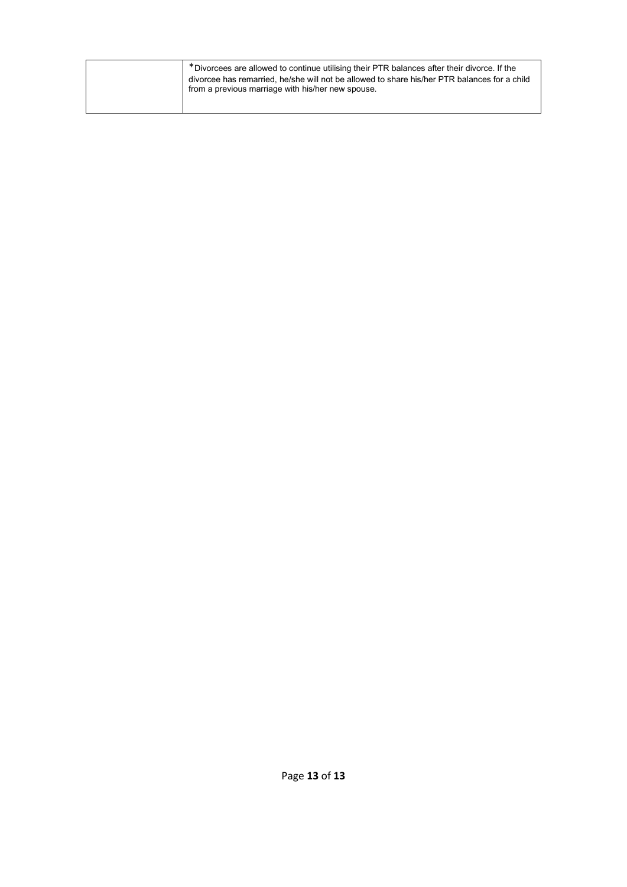| | |
|---|---|
| | *Divorcees are allowed to continue utilising their PTR balances after their divorce. If the divorcee has remarried, he/she will not be allowed to share his/her PTR balances for a child from a previous marriage with his/her new spouse. |